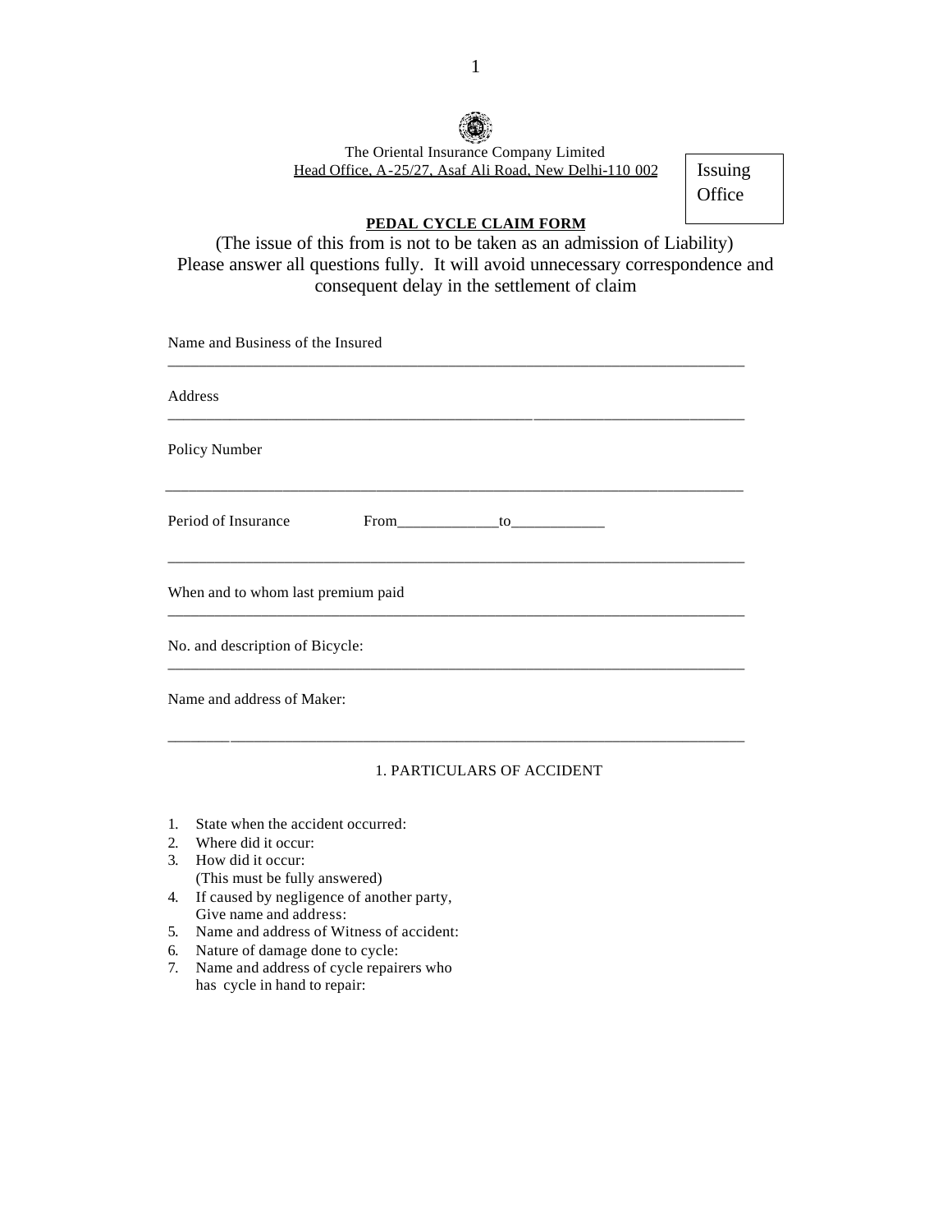The Oriental Insurance Company Limited
Head Office, A-25/27, Asaf Ali Road, New Delhi-110 002

Issuing Office

## PEDAL CYCLE CLAIM FORM

(The issue of this from is not to be taken as an admission of Liability)
Please answer all questions fully. It will avoid unnecessary correspondence and consequent delay in the settlement of claim

Name and Business of the Insured
___________________________________________________________________________

Address
___________________________________________________________________________

Policy Number

___________________________________________________________________________

Period of Insurance From_____________to____________

___________________________________________________________________________

When and to whom last premium paid
___________________________________________________________________________

No. and description of Bicycle:
___________________________________________________________________________

Name and address of Maker:

___________________________________________________________________________

1. PARTICULARS OF ACCIDENT

1. State when the accident occurred:
2. Where did it occur:
3. How did it occur:
   (This must be fully answered)
4. If caused by negligence of another party,
   Give name and address:
5. Name and address of Witness of accident:
6. Nature of damage done to cycle:
7. Name and address of cycle repairers who
   has cycle in hand to repair: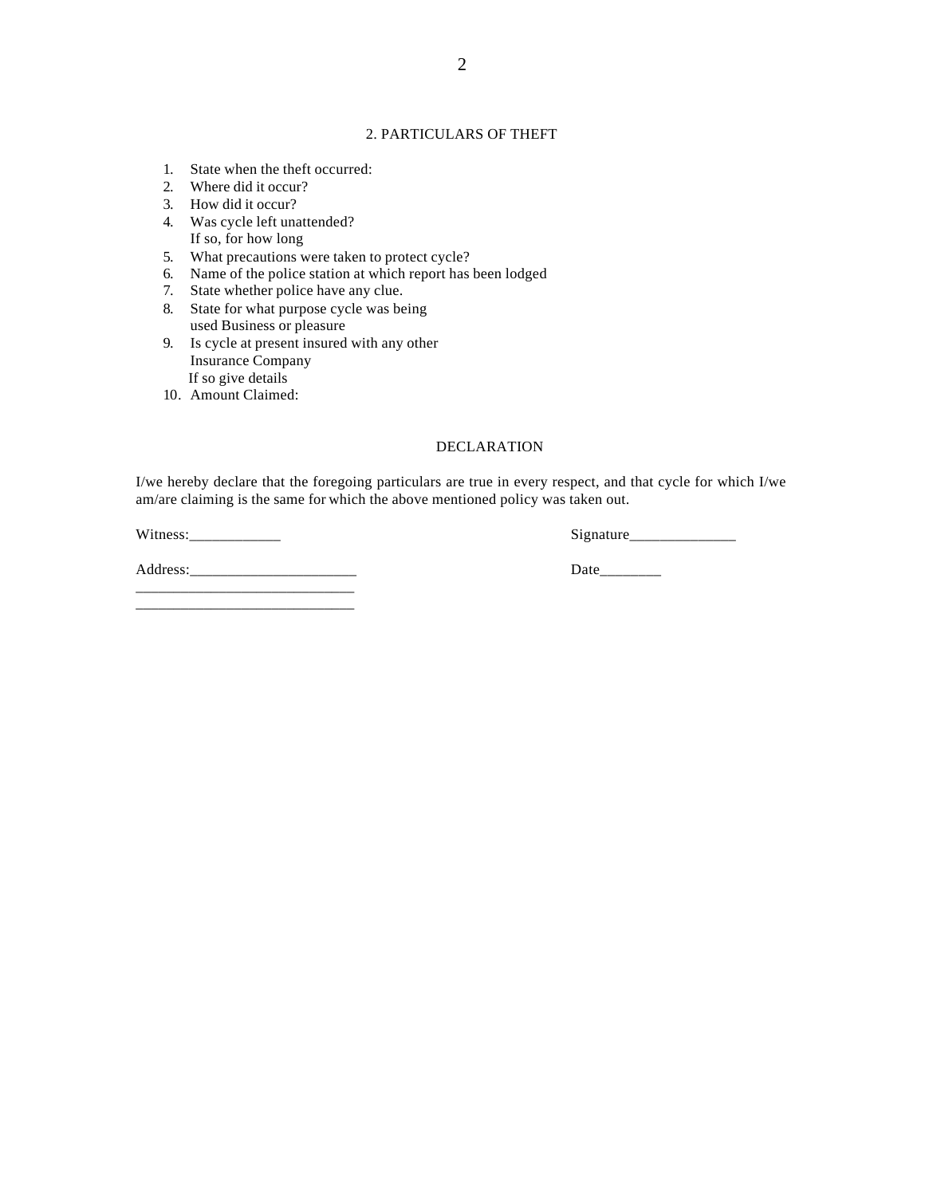## 2. PARTICULARS OF THEFT

1. State when the theft occurred:
2. Where did it occur?
3. How did it occur?
4. Was cycle left unattended?
   If so, for how long
5. What precautions were taken to protect cycle?
6. Name of the police station at which report has been lodged
7. State whether police have any clue.
8. State for what purpose cycle was being
   used Business or pleasure
9. Is cycle at present insured with any other
   Insurance Company
   If so give details
10. Amount Claimed:

## DECLARATION

I/we hereby declare that the foregoing particulars are true in every respect, and that cycle for which I/we am/are claiming is the same for which the above mentioned policy was taken out.

Witness:____________ Signature______________

Address:______________________ Date________

_____________________________

_____________________________